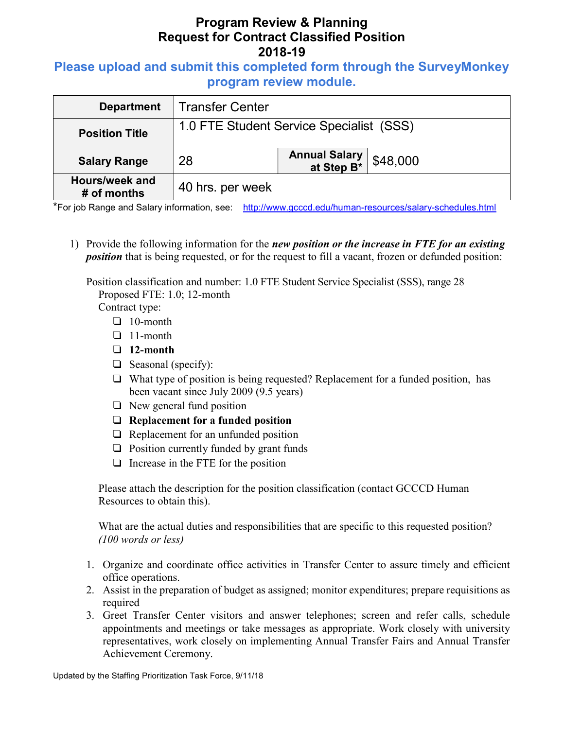# Program Review & Planning
# Request for Contract Classified Position
# 2018-19

## Please upload and submit this completed form through the SurveyMonkey program review module.

| **Department** | Transfer Center | | |
|---|---|---|---|
| **Position Title** | 1.0 FTE Student Service Specialist (SSS) | | |
| **Salary Range** | 28 | **Annual Salary at Step B*** | $48,000 |
| **Hours/week and # of months** | 40 hrs. per week | | |

*For job Range and Salary information, see: http://www.gcccd.edu/human-resources/salary-schedules.html

1) Provide the following information for the ***new position or the increase in FTE for an existing position*** that is being requested, or for the request to fill a vacant, frozen or defunded position:

   Position classification and number: 1.0 FTE Student Service Specialist (SSS), range 28

   Proposed FTE: 1.0; 12-month

   Contract type:

   - ❑ 10-month
   - ❑ 11-month
   - ❑ **12-month**
   - ❑ Seasonal (specify):
   - ❑ What type of position is being requested? Replacement for a funded position, has been vacant since July 2009 (9.5 years)
   - ❑ New general fund position
   - ❑ **Replacement for a funded position**
   - ❑ Replacement for an unfunded position
   - ❑ Position currently funded by grant funds
   - ❑ Increase in the FTE for the position

   Please attach the description for the position classification (contact GCCCD Human Resources to obtain this).

   What are the actual duties and responsibilities that are specific to this requested position? *(100 words or less)*

1. Organize and coordinate office activities in Transfer Center to assure timely and efficient office operations.
2. Assist in the preparation of budget as assigned; monitor expenditures; prepare requisitions as required
3. Greet Transfer Center visitors and answer telephones; screen and refer calls, schedule appointments and meetings or take messages as appropriate. Work closely with university representatives, work closely on implementing Annual Transfer Fairs and Annual Transfer Achievement Ceremony.

Updated by the Staffing Prioritization Task Force, 9/11/18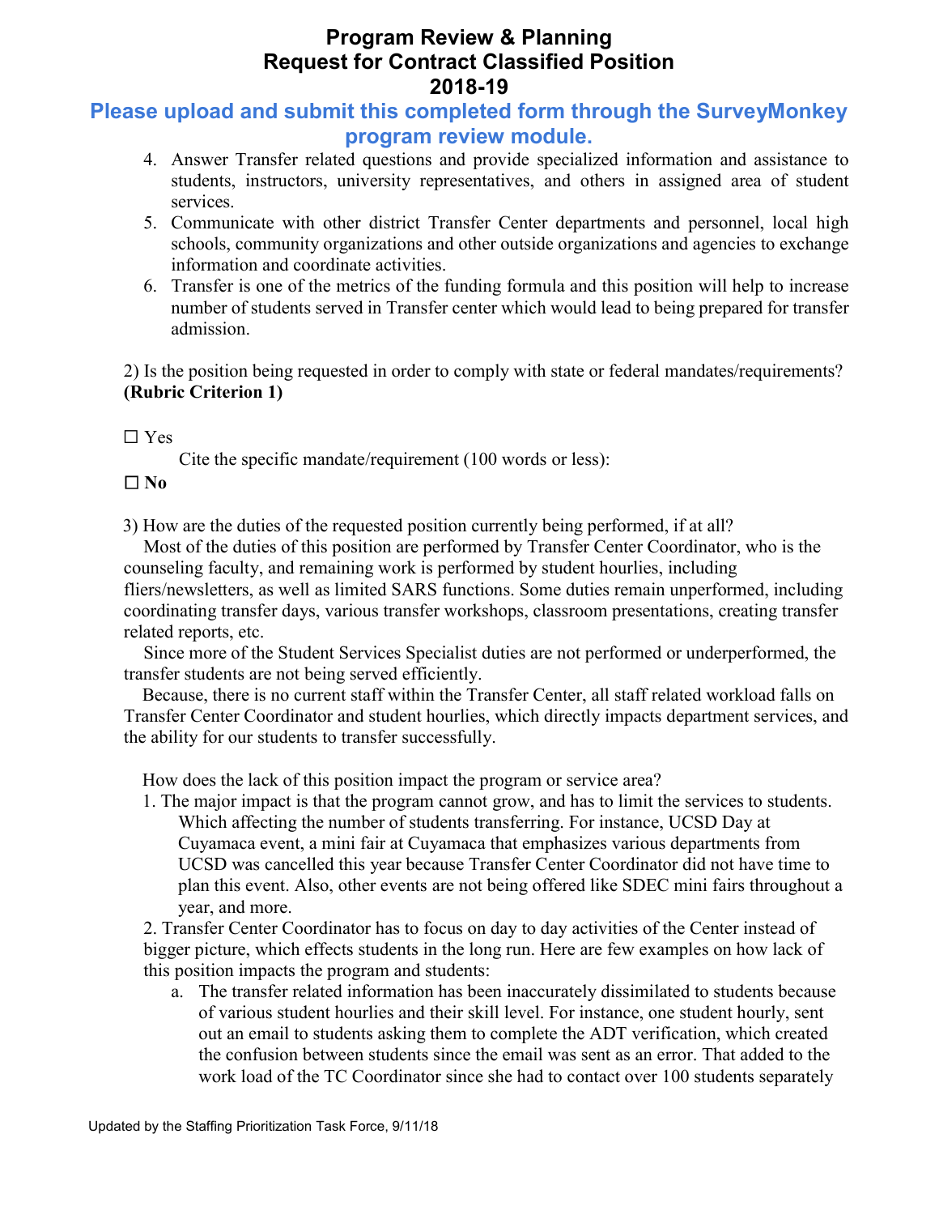# Program Review & Planning
# Request for Contract Classified Position
# 2018-19

**Please upload and submit this completed form through the SurveyMonkey program review module.**

4. Answer Transfer related questions and provide specialized information and assistance to students, instructors, university representatives, and others in assigned area of student services.
5. Communicate with other district Transfer Center departments and personnel, local high schools, community organizations and other outside organizations and agencies to exchange information and coordinate activities.
6. Transfer is one of the metrics of the funding formula and this position will help to increase number of students served in Transfer center which would lead to being prepared for transfer admission.

2) Is the position being requested in order to comply with state or federal mandates/requirements? **(Rubric Criterion 1)**

☐ Yes

Cite the specific mandate/requirement (100 words or less):

☐ **No**

3) How are the duties of the requested position currently being performed, if at all?

Most of the duties of this position are performed by Transfer Center Coordinator, who is the counseling faculty, and remaining work is performed by student hourlies, including fliers/newsletters, as well as limited SARS functions. Some duties remain unperformed, including coordinating transfer days, various transfer workshops, classroom presentations, creating transfer related reports, etc.

Since more of the Student Services Specialist duties are not performed or underperformed, the transfer students are not being served efficiently.

Because, there is no current staff within the Transfer Center, all staff related workload falls on Transfer Center Coordinator and student hourlies, which directly impacts department services, and the ability for our students to transfer successfully.

How does the lack of this position impact the program or service area?

1. The major impact is that the program cannot grow, and has to limit the services to students. Which affecting the number of students transferring. For instance, UCSD Day at Cuyamaca event, a mini fair at Cuyamaca that emphasizes various departments from UCSD was cancelled this year because Transfer Center Coordinator did not have time to plan this event. Also, other events are not being offered like SDEC mini fairs throughout a year, and more.
2. Transfer Center Coordinator has to focus on day to day activities of the Center instead of bigger picture, which effects students in the long run. Here are few examples on how lack of this position impacts the program and students:
   a. The transfer related information has been inaccurately dissimilated to students because of various student hourlies and their skill level. For instance, one student hourly, sent out an email to students asking them to complete the ADT verification, which created the confusion between students since the email was sent as an error. That added to the work load of the TC Coordinator since she had to contact over 100 students separately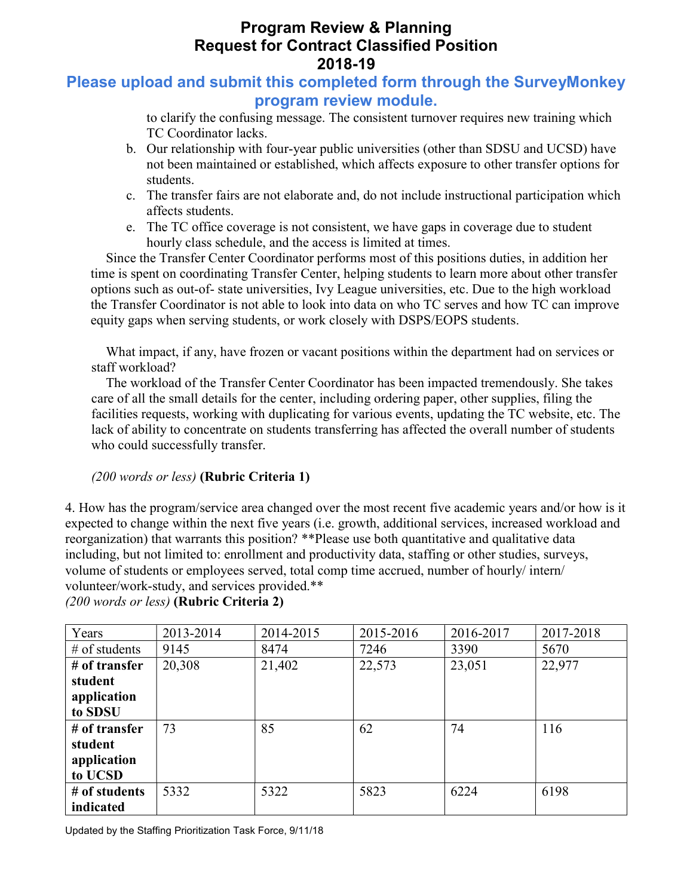to clarify the confusing message. The consistent turnover requires new training which TC Coordinator lacks.

b. Our relationship with four-year public universities (other than SDSU and UCSD) have not been maintained or established, which affects exposure to other transfer options for students.

c. The transfer fairs are not elaborate and, do not include instructional participation which affects students.

e. The TC office coverage is not consistent, we have gaps in coverage due to student hourly class schedule, and the access is limited at times.

Since the Transfer Center Coordinator performs most of this positions duties, in addition her time is spent on coordinating Transfer Center, helping students to learn more about other transfer options such as out-of- state universities, Ivy League universities, etc. Due to the high workload the Transfer Coordinator is not able to look into data on who TC serves and how TC can improve equity gaps when serving students, or work closely with DSPS/EOPS students.

What impact, if any, have frozen or vacant positions within the department had on services or staff workload?

The workload of the Transfer Center Coordinator has been impacted tremendously. She takes care of all the small details for the center, including ordering paper, other supplies, filing the facilities requests, working with duplicating for various events, updating the TC website, etc. The lack of ability to concentrate on students transferring has affected the overall number of students who could successfully transfer.

*(200 words or less)* **(Rubric Criteria 1)**

4. How has the program/service area changed over the most recent five academic years and/or how is it expected to change within the next five years (i.e. growth, additional services, increased workload and reorganization) that warrants this position? **Please use both quantitative and qualitative data including, but not limited to: enrollment and productivity data, staffing or other studies, surveys, volume of students or employees served, total comp time accrued, number of hourly/ intern/ volunteer/work-study, and services provided.**
*(200 words or less)* **(Rubric Criteria 2)**

| Years | 2013-2014 | 2014-2015 | 2015-2016 | 2016-2017 | 2017-2018 |
|---|---|---|---|---|---|
| # of students | 9145 | 8474 | 7246 | 3390 | 5670 |
| **# of transfer student application to SDSU** | 20,308 | 21,402 | 22,573 | 23,051 | 22,977 |
| **# of transfer student application to UCSD** | 73 | 85 | 62 | 74 | 116 |
| **# of students indicated** | 5332 | 5322 | 5823 | 6224 | 6198 |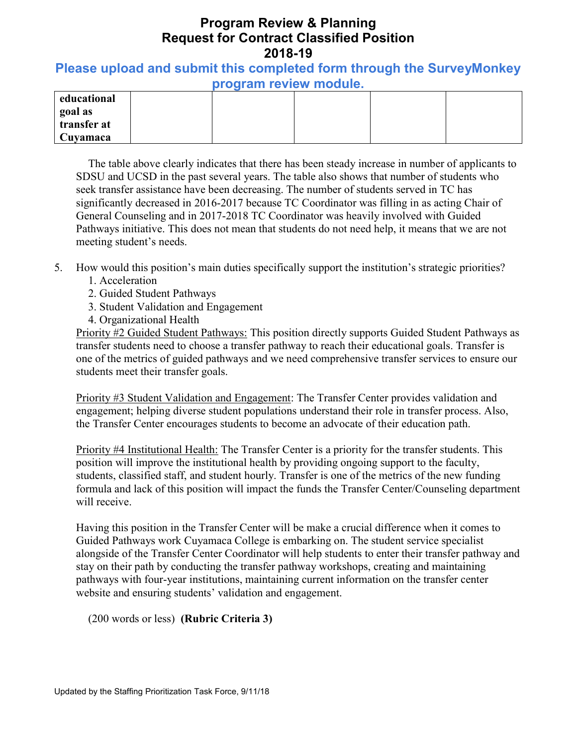# Program Review & Planning
# Request for Contract Classified Position
# 2018-19

**Please upload and submit this completed form through the SurveyMonkey program review module.**

| **educational goal as transfer at Cuyamaca** | | | | | |
|---|---|---|---|---|---|

The table above clearly indicates that there has been steady increase in number of applicants to SDSU and UCSD in the past several years. The table also shows that number of students who seek transfer assistance have been decreasing. The number of students served in TC has significantly decreased in 2016-2017 because TC Coordinator was filling in as acting Chair of General Counseling and in 2017-2018 TC Coordinator was heavily involved with Guided Pathways initiative. This does not mean that students do not need help, it means that we are not meeting student's needs.

5. How would this position's main duties specifically support the institution's strategic priorities?
   1. Acceleration
   2. Guided Student Pathways
   3. Student Validation and Engagement
   4. Organizational Health

   <u>Priority #2 Guided Student Pathways:</u> This position directly supports Guided Student Pathways as transfer students need to choose a transfer pathway to reach their educational goals. Transfer is one of the metrics of guided pathways and we need comprehensive transfer services to ensure our students meet their transfer goals.

   <u>Priority #3 Student Validation and Engagement</u>: The Transfer Center provides validation and engagement; helping diverse student populations understand their role in transfer process. Also, the Transfer Center encourages students to become an advocate of their education path.

   <u>Priority #4 Institutional Health:</u> The Transfer Center is a priority for the transfer students. This position will improve the institutional health by providing ongoing support to the faculty, students, classified staff, and student hourly. Transfer is one of the metrics of the new funding formula and lack of this position will impact the funds the Transfer Center/Counseling department will receive.

   Having this position in the Transfer Center will be make a crucial difference when it comes to Guided Pathways work Cuyamaca College is embarking on. The student service specialist alongside of the Transfer Center Coordinator will help students to enter their transfer pathway and stay on their path by conducting the transfer pathway workshops, creating and maintaining pathways with four-year institutions, maintaining current information on the transfer center website and ensuring students' validation and engagement.

   (200 words or less) **(Rubric Criteria 3)**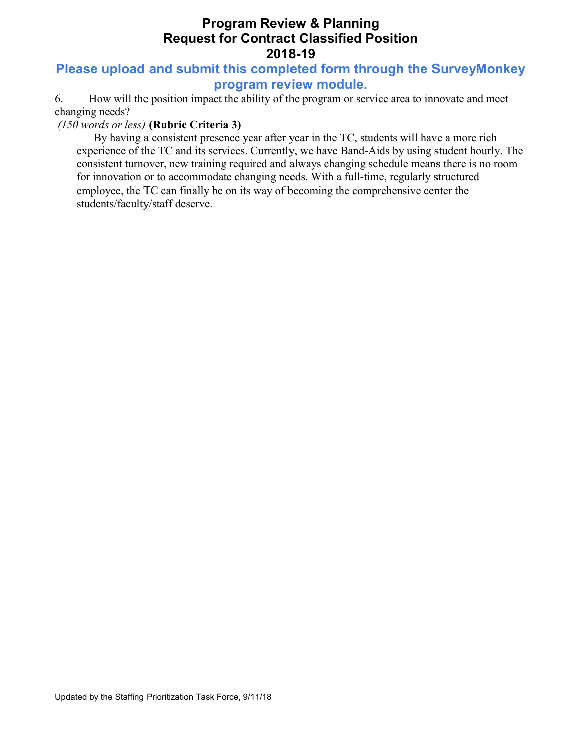# Program Review & Planning
# Request for Contract Classified Position
# 2018-19

## Please upload and submit this completed form through the SurveyMonkey program review module.

6. How will the position impact the ability of the program or service area to innovate and meet changing needs?

*(150 words or less)* **(Rubric Criteria 3)**

By having a consistent presence year after year in the TC, students will have a more rich experience of the TC and its services. Currently, we have Band-Aids by using student hourly. The consistent turnover, new training required and always changing schedule means there is no room for innovation or to accommodate changing needs. With a full-time, regularly structured employee, the TC can finally be on its way of becoming the comprehensive center the students/faculty/staff deserve.

Updated by the Staffing Prioritization Task Force, 9/11/18